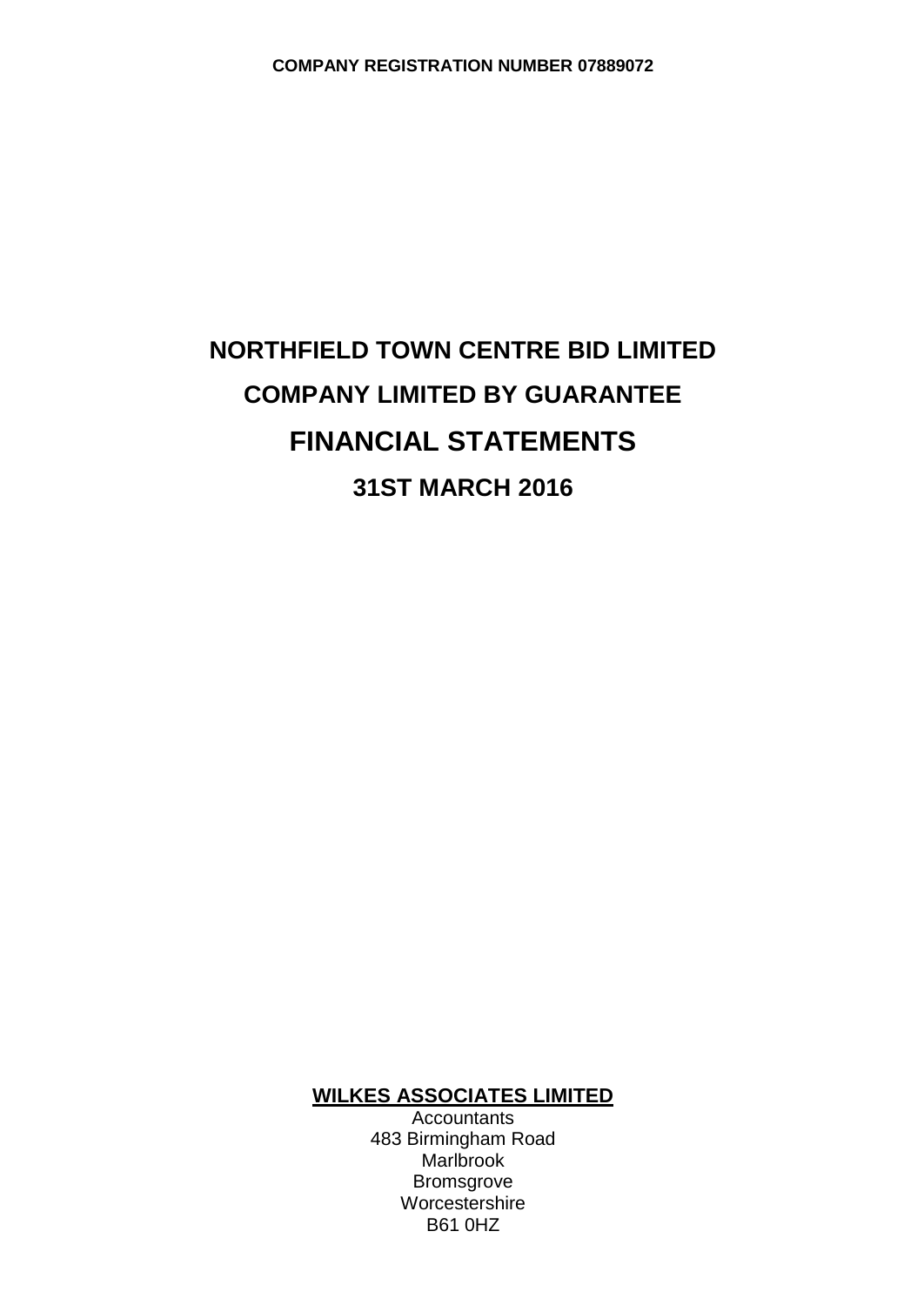**COMPANY REGISTRATION NUMBER 07889072**

# NORTHFIELD TOWN CENTRE BID LIMITED

## COMPANY LIMITED BY GUARANTEE

# FINANCIAL STATEMENTS

## 31ST MARCH 2016

**WILKES ASSOCIATES LIMITED**
Accountants
483 Birmingham Road
Marlbrook
Bromsgrove
Worcestershire
B61 0HZ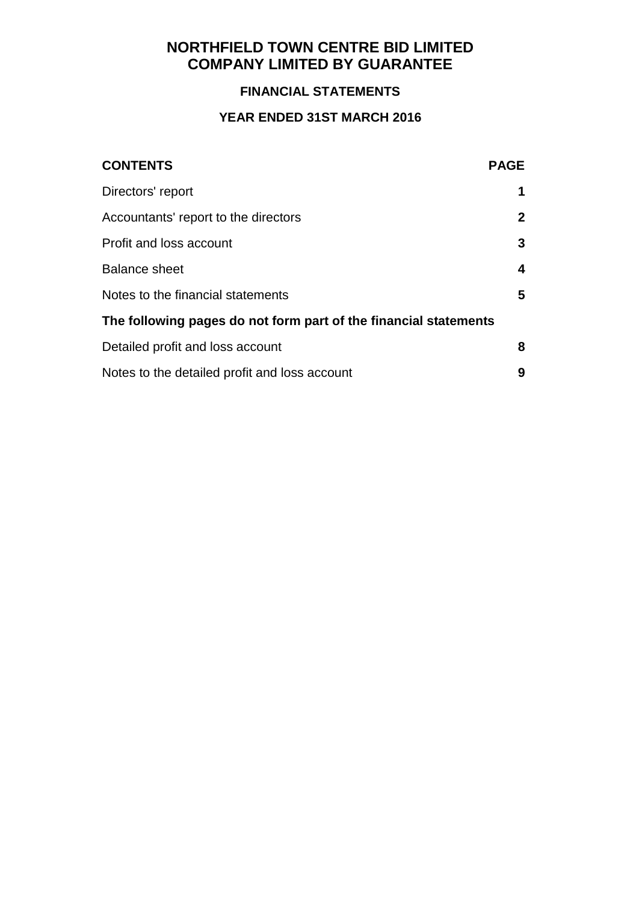# NORTHFIELD TOWN CENTRE BID LIMITED
# COMPANY LIMITED BY GUARANTEE

## FINANCIAL STATEMENTS

## YEAR ENDED 31ST MARCH 2016

| CONTENTS | PAGE |
|---|---|
| Directors' report | 1 |
| Accountants' report to the directors | 2 |
| Profit and loss account | 3 |
| Balance sheet | 4 |
| Notes to the financial statements | 5 |
| **The following pages do not form part of the financial statements** | |
| Detailed profit and loss account | 8 |
| Notes to the detailed profit and loss account | 9 |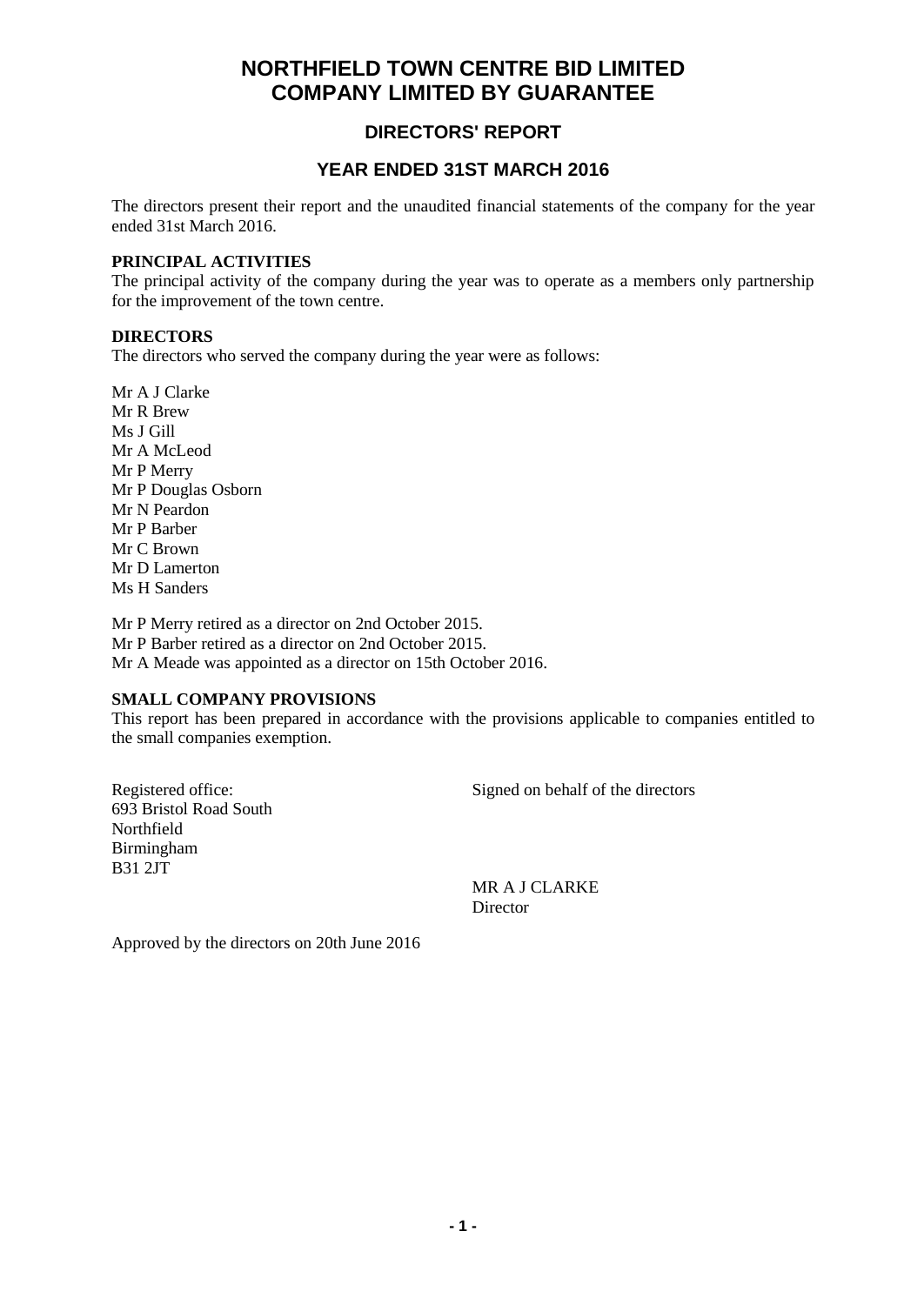# NORTHFIELD TOWN CENTRE BID LIMITED
# COMPANY LIMITED BY GUARANTEE

## DIRECTORS' REPORT

## YEAR ENDED 31ST MARCH 2016

The directors present their report and the unaudited financial statements of the company for the year ended 31st March 2016.

**PRINCIPAL ACTIVITIES**

The principal activity of the company during the year was to operate as a members only partnership for the improvement of the town centre.

**DIRECTORS**

The directors who served the company during the year were as follows:

Mr A J Clarke
Mr R Brew
Ms J Gill
Mr A McLeod
Mr P Merry
Mr P Douglas Osborn
Mr N Peardon
Mr P Barber
Mr C Brown
Mr D Lamerton
Ms H Sanders

Mr P Merry retired as a director on 2nd October 2015.
Mr P Barber retired as a director on 2nd October 2015.
Mr A Meade was appointed as a director on 15th October 2016.

**SMALL COMPANY PROVISIONS**

This report has been prepared in accordance with the provisions applicable to companies entitled to the small companies exemption.

Registered office:
693 Bristol Road South
Northfield
Birmingham
B31 2JT

Signed on behalf of the directors

MR A J CLARKE
Director

Approved by the directors on 20th June 2016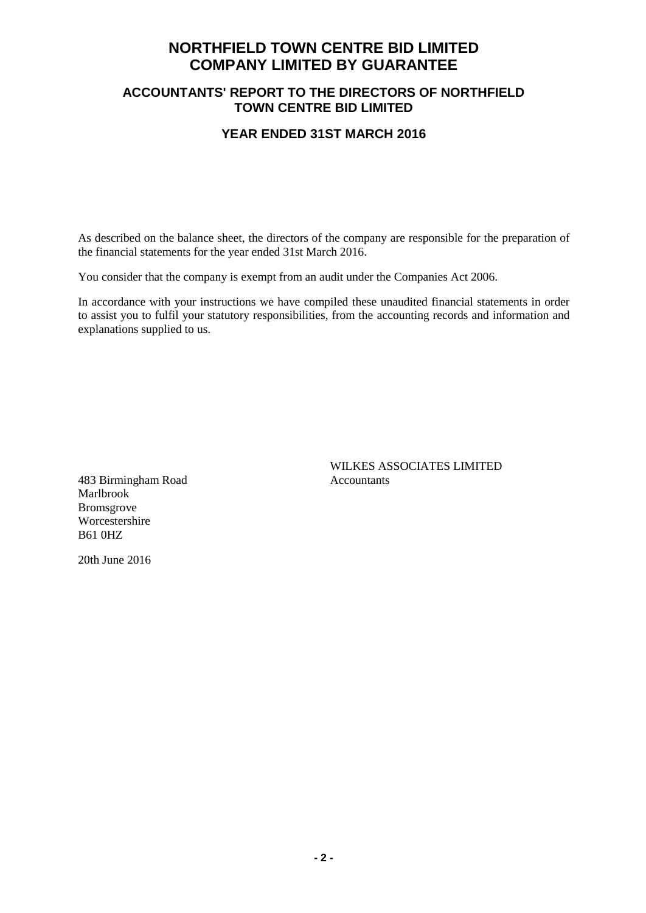# NORTHFIELD TOWN CENTRE BID LIMITED
# COMPANY LIMITED BY GUARANTEE

## ACCOUNTANTS' REPORT TO THE DIRECTORS OF NORTHFIELD TOWN CENTRE BID LIMITED

### YEAR ENDED 31ST MARCH 2016

As described on the balance sheet, the directors of the company are responsible for the preparation of the financial statements for the year ended 31st March 2016.

You consider that the company is exempt from an audit under the Companies Act 2006.

In accordance with your instructions we have compiled these unaudited financial statements in order to assist you to fulfil your statutory responsibilities, from the accounting records and information and explanations supplied to us.

WILKES ASSOCIATES LIMITED
Accountants

483 Birmingham Road
Marlbrook
Bromsgrove
Worcestershire
B61 0HZ

20th June 2016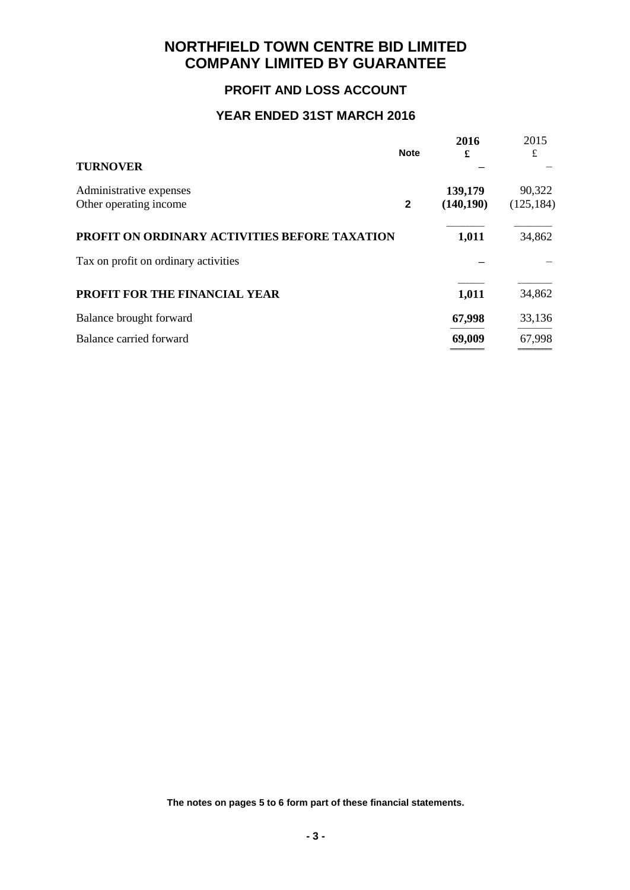# NORTHFIELD TOWN CENTRE BID LIMITED
# COMPANY LIMITED BY GUARANTEE

## PROFIT AND LOSS ACCOUNT

## YEAR ENDED 31ST MARCH 2016

| | Note | 2016<br>£ | 2015<br>£ |
|---|---|---|---|
| **TURNOVER** | | **–** | – |
| Administrative expenses | | **139,179** | 90,322 |
| Other operating income | 2 | **(140,190)** | (125,184) |
| **PROFIT ON ORDINARY ACTIVITIES BEFORE TAXATION** | | **1,011** | 34,862 |
| Tax on profit on ordinary activities | | **–** | – |
| **PROFIT FOR THE FINANCIAL YEAR** | | **1,011** | 34,862 |
| Balance brought forward | | **67,998** | 33,136 |
| Balance carried forward | | **69,009** | 67,998 |

**The notes on pages 5 to 6 form part of these financial statements.**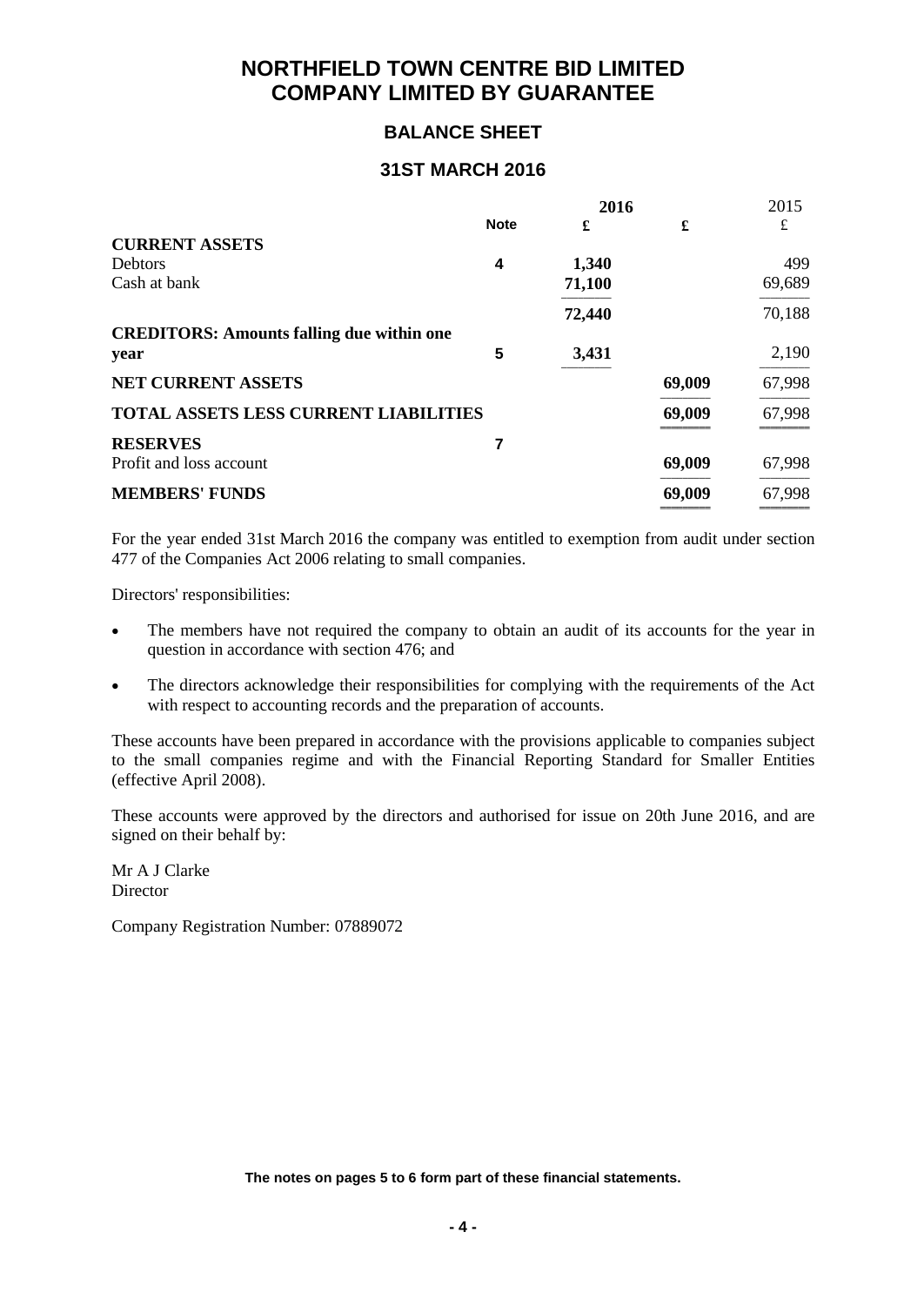# NORTHFIELD TOWN CENTRE BID LIMITED
# COMPANY LIMITED BY GUARANTEE

## BALANCE SHEET

## 31ST MARCH 2016

| | Note | 2016 £ | 2016 £ | 2015 £ |
|---|---|---|---|---|
| **CURRENT ASSETS** | | | | |
| Debtors | **4** | **1,340** | | 499 |
| Cash at bank | | **71,100** | | 69,689 |
| | | **72,440** | | 70,188 |
| **CREDITORS: Amounts falling due within one year** | **5** | **3,431** | | 2,190 |
| **NET CURRENT ASSETS** | | | **69,009** | 67,998 |
| **TOTAL ASSETS LESS CURRENT LIABILITIES** | | | **69,009** | 67,998 |
| **RESERVES** | **7** | | | |
| Profit and loss account | | | **69,009** | 67,998 |
| **MEMBERS' FUNDS** | | | **69,009** | 67,998 |

For the year ended 31st March 2016 the company was entitled to exemption from audit under section 477 of the Companies Act 2006 relating to small companies.

Directors' responsibilities:

- The members have not required the company to obtain an audit of its accounts for the year in question in accordance with section 476; and
- The directors acknowledge their responsibilities for complying with the requirements of the Act with respect to accounting records and the preparation of accounts.

These accounts have been prepared in accordance with the provisions applicable to companies subject to the small companies regime and with the Financial Reporting Standard for Smaller Entities (effective April 2008).

These accounts were approved by the directors and authorised for issue on 20th June 2016, and are signed on their behalf by:

Mr A J Clarke
Director

Company Registration Number: 07889072

**The notes on pages 5 to 6 form part of these financial statements.**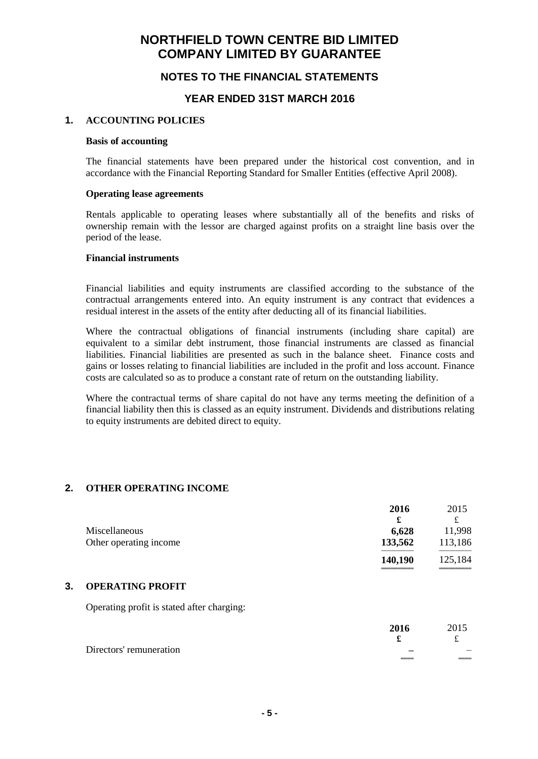# NORTHFIELD TOWN CENTRE BID LIMITED
# COMPANY LIMITED BY GUARANTEE

## NOTES TO THE FINANCIAL STATEMENTS

## YEAR ENDED 31ST MARCH 2016

### 1. ACCOUNTING POLICIES

**Basis of accounting**

The financial statements have been prepared under the historical cost convention, and in accordance with the Financial Reporting Standard for Smaller Entities (effective April 2008).

**Operating lease agreements**

Rentals applicable to operating leases where substantially all of the benefits and risks of ownership remain with the lessor are charged against profits on a straight line basis over the period of the lease.

**Financial instruments**

Financial liabilities and equity instruments are classified according to the substance of the contractual arrangements entered into. An equity instrument is any contract that evidences a residual interest in the assets of the entity after deducting all of its financial liabilities.

Where the contractual obligations of financial instruments (including share capital) are equivalent to a similar debt instrument, those financial instruments are classed as financial liabilities. Financial liabilities are presented as such in the balance sheet. Finance costs and gains or losses relating to financial liabilities are included in the profit and loss account. Finance costs are calculated so as to produce a constant rate of return on the outstanding liability.

Where the contractual terms of share capital do not have any terms meeting the definition of a financial liability then this is classed as an equity instrument. Dividends and distributions relating to equity instruments are debited direct to equity.

### 2. OTHER OPERATING INCOME

| | **2016** | 2015 |
|---|---|---|
| | **£** | £ |
| Miscellaneous | **6,628** | 11,998 |
| Other operating income | **133,562** | 113,186 |
| | **140,190** | 125,184 |

### 3. OPERATING PROFIT

Operating profit is stated after charging:

| | **2016** | 2015 |
|---|---|---|
| | **£** | £ |
| Directors' remuneration | **–** | – |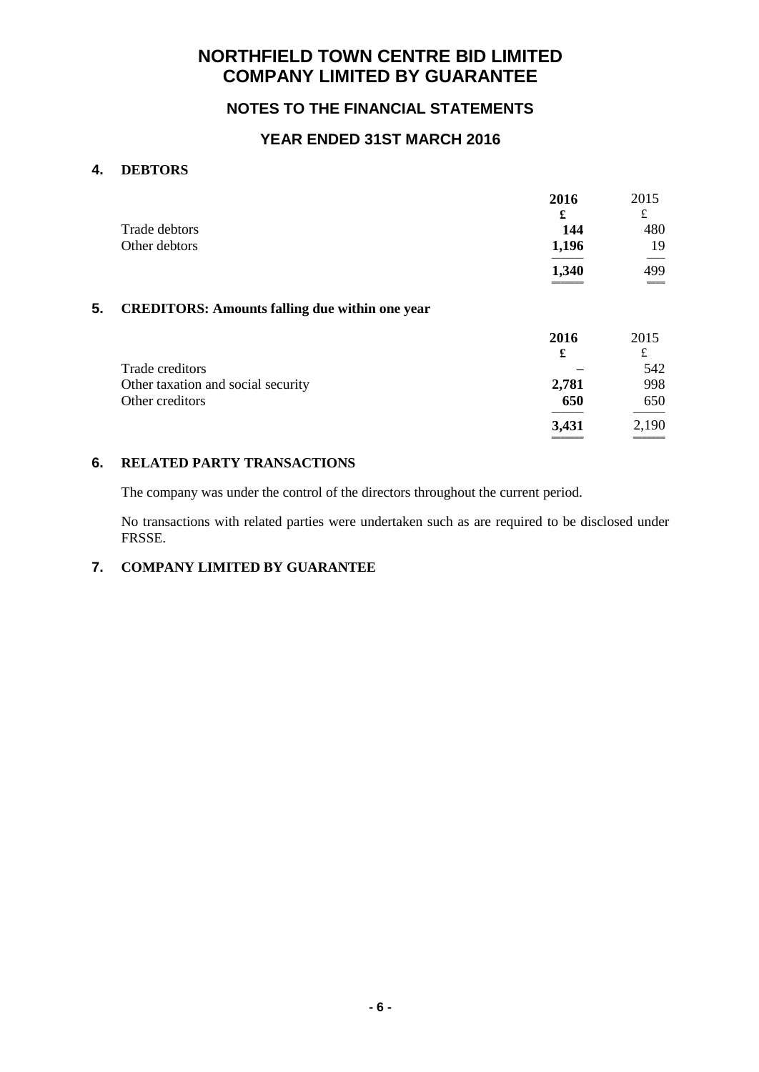# NORTHFIELD TOWN CENTRE BID LIMITED
# COMPANY LIMITED BY GUARANTEE

## NOTES TO THE FINANCIAL STATEMENTS

## YEAR ENDED 31ST MARCH 2016

### 4. DEBTORS

| | 2016 | 2015 |
|---|---|---|
| | £ | £ |
| Trade debtors | 144 | 480 |
| Other debtors | 1,196 | 19 |
| | 1,340 | 499 |

### 5. CREDITORS: Amounts falling due within one year

| | 2016 | 2015 |
|---|---|---|
| | £ | £ |
| Trade creditors | – | 542 |
| Other taxation and social security | 2,781 | 998 |
| Other creditors | 650 | 650 |
| | 3,431 | 2,190 |

### 6. RELATED PARTY TRANSACTIONS

The company was under the control of the directors throughout the current period.

No transactions with related parties were undertaken such as are required to be disclosed under FRSSE.

### 7. COMPANY LIMITED BY GUARANTEE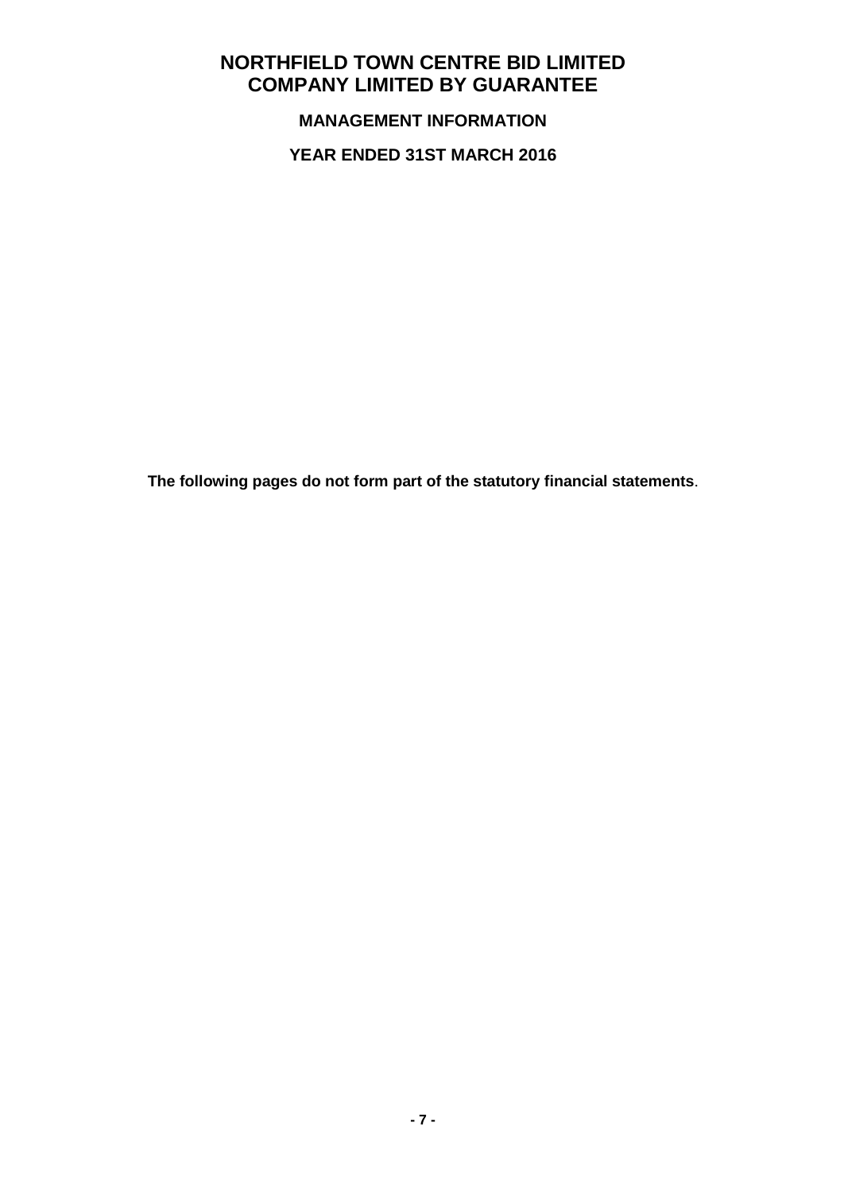# NORTHFIELD TOWN CENTRE BID LIMITED
# COMPANY LIMITED BY GUARANTEE

## MANAGEMENT INFORMATION

## YEAR ENDED 31ST MARCH 2016

**The following pages do not form part of the statutory financial statements**.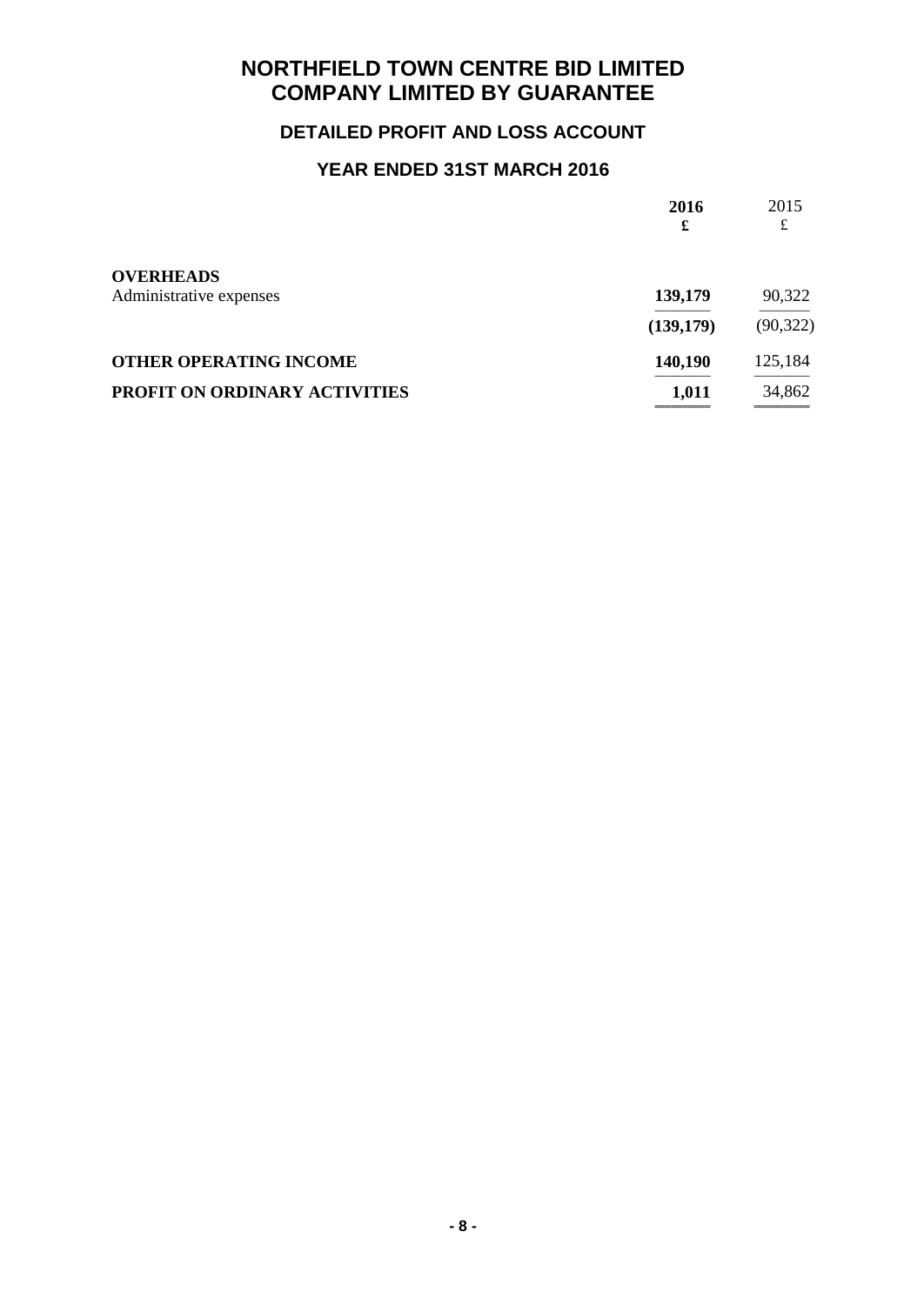# NORTHFIELD TOWN CENTRE BID LIMITED
# COMPANY LIMITED BY GUARANTEE

## DETAILED PROFIT AND LOSS ACCOUNT

## YEAR ENDED 31ST MARCH 2016

| | **2016** **£** | 2015 £ |
|---|---|---|
| **OVERHEADS** | | |
| Administrative expenses | **139,179** | 90,322 |
| | **(139,179)** | (90,322) |
| **OTHER OPERATING INCOME** | **140,190** | 125,184 |
| **PROFIT ON ORDINARY ACTIVITIES** | **1,011** | 34,862 |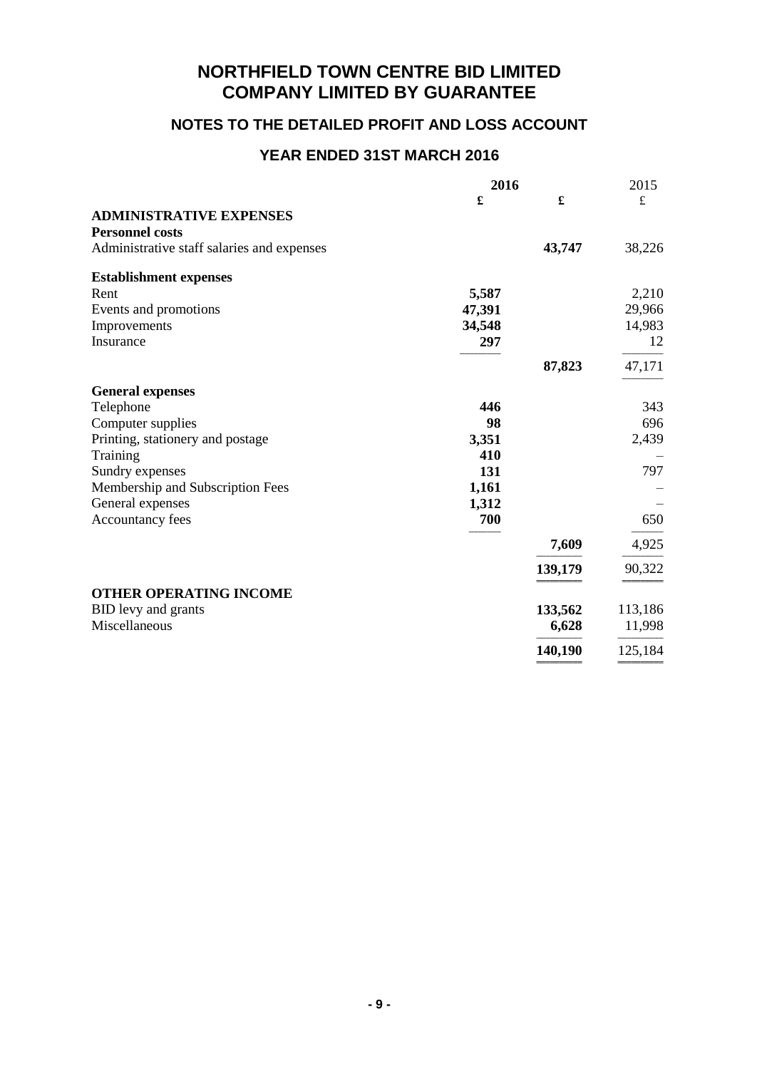# NORTHFIELD TOWN CENTRE BID LIMITED
# COMPANY LIMITED BY GUARANTEE

## NOTES TO THE DETAILED PROFIT AND LOSS ACCOUNT

## YEAR ENDED 31ST MARCH 2016

| | 2016 | | 2015 |
|---|---|---|---|
| | £ | £ | £ |
| **ADMINISTRATIVE EXPENSES** | | | |
| **Personnel costs** | | | |
| Administrative staff salaries and expenses | | **43,747** | 38,226 |
| **Establishment expenses** | | | |
| Rent | **5,587** | | 2,210 |
| Events and promotions | **47,391** | | 29,966 |
| Improvements | **34,548** | | 14,983 |
| Insurance | **297** | | 12 |
| | | **87,823** | 47,171 |
| **General expenses** | | | |
| Telephone | **446** | | 343 |
| Computer supplies | **98** | | 696 |
| Printing, stationery and postage | **3,351** | | 2,439 |
| Training | **410** | | – |
| Sundry expenses | **131** | | 797 |
| Membership and Subscription Fees | **1,161** | | – |
| General expenses | **1,312** | | – |
| Accountancy fees | **700** | | 650 |
| | | **7,609** | 4,925 |
| | | **139,179** | 90,322 |
| **OTHER OPERATING INCOME** | | | |
| BID levy and grants | | **133,562** | 113,186 |
| Miscellaneous | | **6,628** | 11,998 |
| | | **140,190** | 125,184 |